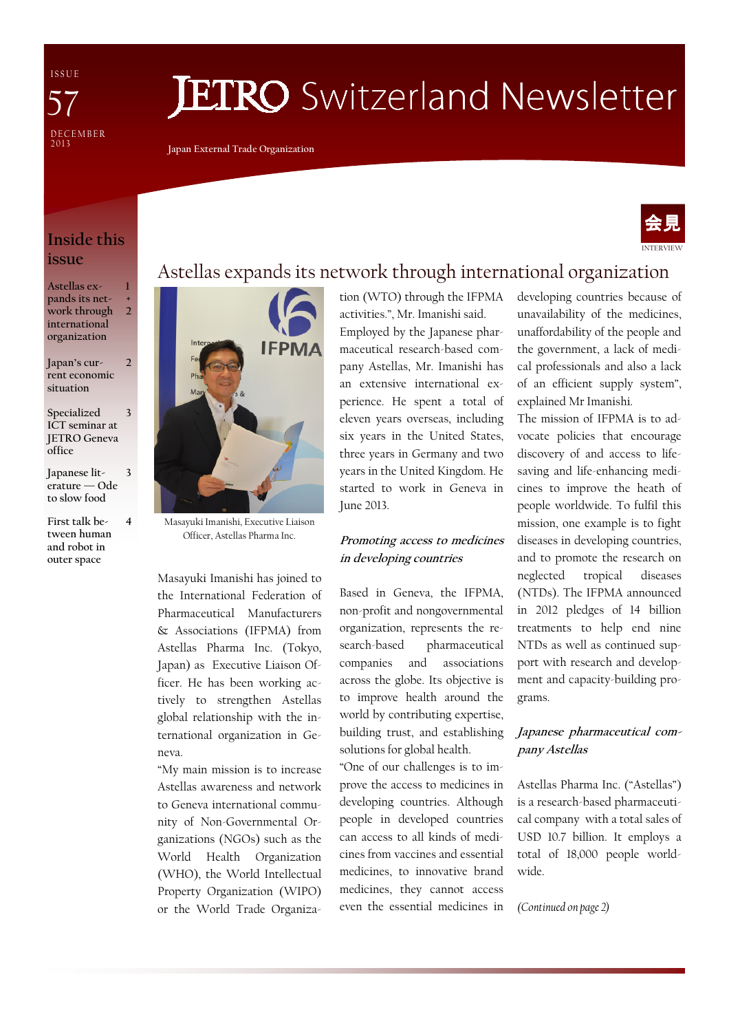ISSUE 57
DECEMBER 2013

# JETRO Switzerland Newsletter

Japan External Trade Organization

## Inside this issue

- Astellas expands its network through international organization — 1 + 2
- Japan's current economic situation — 2
- Specialized ICT seminar at JETRO Geneva office — 3
- Japanese literature — Ode to slow food — 3
- First talk between human and robot in outer space — 4

会見 INTERVIEW

# Astellas expands its network through international organization

Masayuki Imanishi, Executive Liaison Officer, Astellas Pharma Inc.

Masayuki Imanishi has joined to the International Federation of Pharmaceutical Manufacturers & Associations (IFPMA) from Astellas Pharma Inc. (Tokyo, Japan) as Executive Liaison Officer. He has been working actively to strengthen Astellas global relationship with the international organization in Geneva.

"My main mission is to increase Astellas awareness and network to Geneva international community of Non-Governmental Organizations (NGOs) such as the World Health Organization (WHO), the World Intellectual Property Organization (WIPO) or the World Trade Organization (WTO) through the IFPMA activities.", Mr. Imanishi said.

Employed by the Japanese pharmaceutical research-based company Astellas, Mr. Imanishi has an extensive international experience. He spent a total of eleven years overseas, including six years in the United States, three years in Germany and two years in the United Kingdom. He started to work in Geneva in June 2013.

### *Promoting access to medicines in developing countries*

Based in Geneva, the IFPMA, non-profit and nongovernmental organization, represents the research-based pharmaceutical companies and associations across the globe. Its objective is to improve health around the world by contributing expertise, building trust, and establishing solutions for global health.

"One of our challenges is to improve the access to medicines in developing countries. Although people in developed countries can access to all kinds of medicines from vaccines and essential medicines, to innovative brand medicines, they cannot access even the essential medicines in developing countries because of unavailability of the medicines, unaffordability of the people and the government, a lack of medical professionals and also a lack of an efficient supply system", explained Mr Imanishi.

The mission of IFPMA is to advocate policies that encourage discovery of and access to life-saving and life-enhancing medicines to improve the heath of people worldwide. To fulfil this mission, one example is to fight diseases in developing countries, and to promote the research on neglected tropical diseases (NTDs). The IFPMA announced in 2012 pledges of 14 billion treatments to help end nine NTDs as well as continued support with research and development and capacity-building programs.

### *Japanese pharmaceutical company Astellas*

Astellas Pharma Inc. ("Astellas") is a research-based pharmaceutical company with a total sales of USD 10.7 billion. It employs a total of 18,000 people worldwide.

*(Continued on page 2)*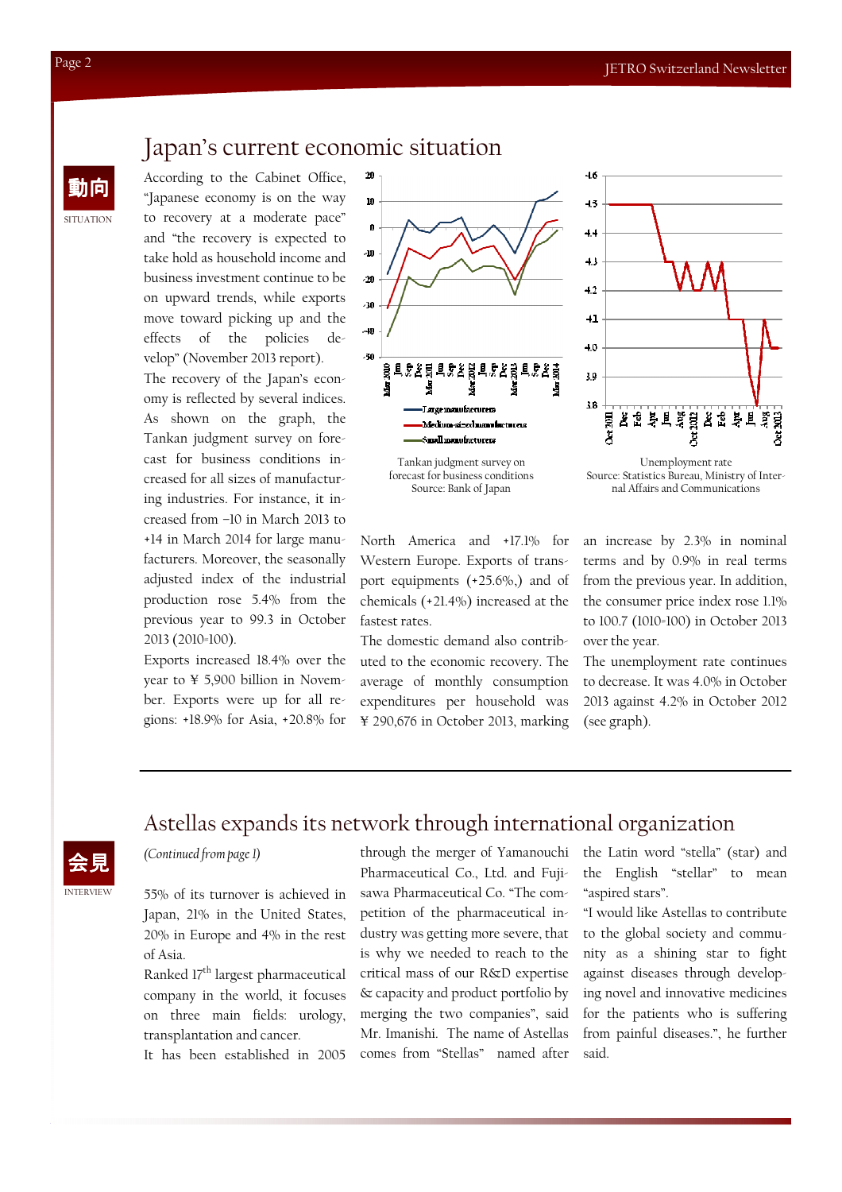# Japan's current economic situation

動向
SITUATION

According to the Cabinet Office, "Japanese economy is on the way to recovery at a moderate pace" and "the recovery is expected to take hold as household income and business investment continue to be on upward trends, while exports move toward picking up and the effects of the policies develop" (November 2013 report).

The recovery of the Japan's economy is reflected by several indices. As shown on the graph, the Tankan judgment survey on forecast for business conditions increased for all sizes of manufacturing industries. For instance, it increased from −10 in March 2013 to +14 in March 2014 for large manufacturers. Moreover, the seasonally adjusted index of the industrial production rose 5.4% from the previous year to 99.3 in October 2013 (2010=100).

Exports increased 18.4% over the year to ¥ 5,900 billion in November. Exports were up for all regions: +18.9% for Asia, +20.8% for North America and +17.1% for Western Europe. Exports of transport equipments (+25.6%,) and of chemicals (+21.4%) increased at the fastest rates.

The domestic demand also contributed to the economic recovery. The average of monthly consumption expenditures per household was ¥ 290,676 in October 2013, marking an increase by 2.3% in nominal terms and by 0.9% in real terms from the previous year. In addition, the consumer price index rose 1.1% to 100.7 (1010=100) in October 2013 over the year.

The unemployment rate continues to decrease. It was 4.0% in October 2013 against 4.2% in October 2012 (see graph).

Tankan judgment survey on forecast for business conditions
Source: Bank of Japan

Unemployment rate
Source: Statistics Bureau, Ministry of Internal Affairs and Communications

# Astellas expands its network through international organization

会見
INTERVIEW

*(Continued from page 1)*

55% of its turnover is achieved in Japan, 21% in the United States, 20% in Europe and 4% in the rest of Asia.

Ranked 17th largest pharmaceutical company in the world, it focuses on three main fields: urology, transplantation and cancer.

It has been established in 2005 through the merger of Yamanouchi Pharmaceutical Co., Ltd. and Fujisawa Pharmaceutical Co. "The competition of the pharmaceutical industry was getting more severe, that is why we needed to reach to the critical mass of our R&D expertise & capacity and product portfolio by merging the two companies", said Mr. Imanishi. The name of Astellas comes from "Stellas" named after the Latin word "stella" (star) and the English "stellar" to mean "aspired stars".

"I would like Astellas to contribute to the global society and community as a shining star to fight against diseases through developing novel and innovative medicines for the patients who is suffering from painful diseases.", he further said.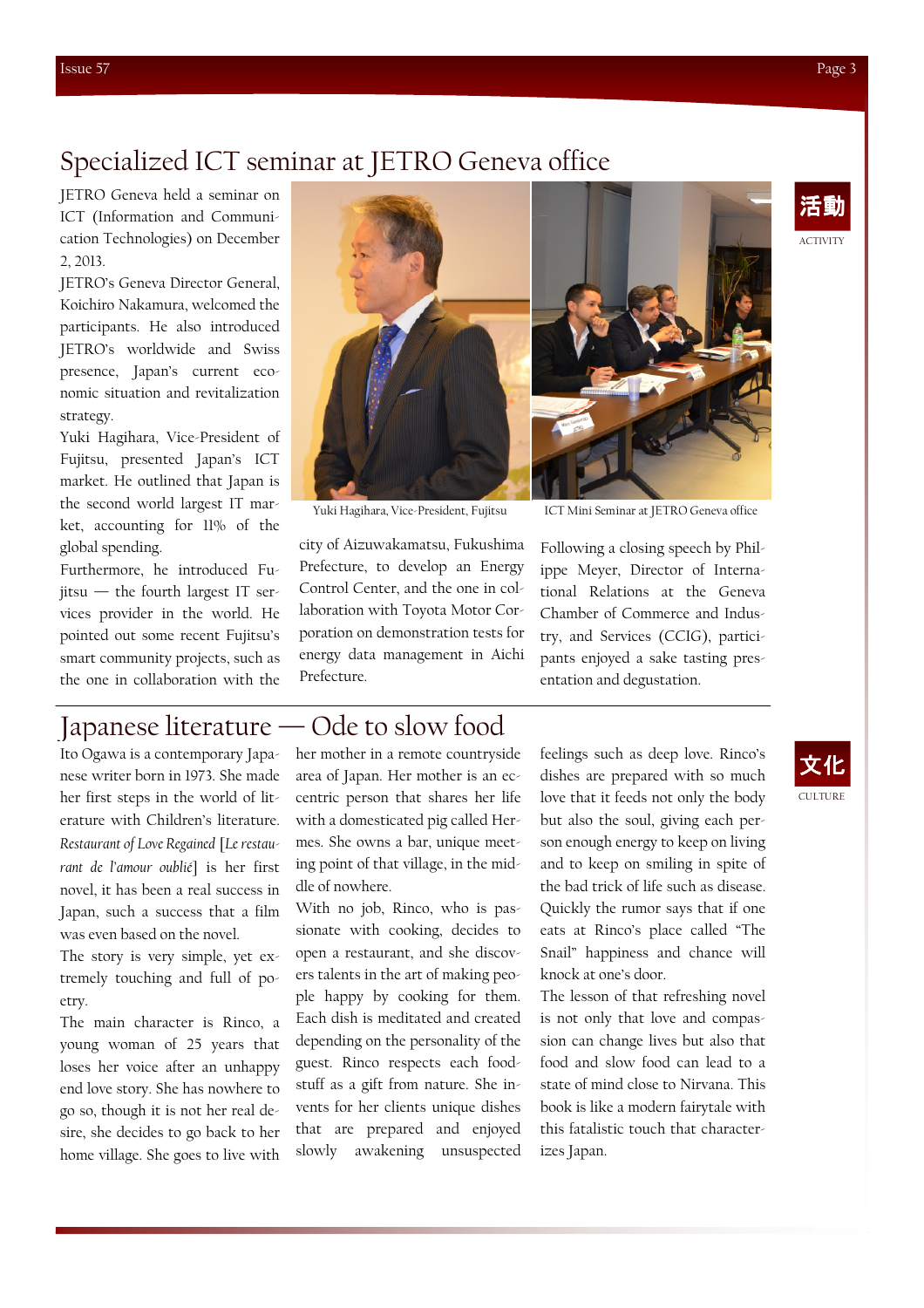# Specialized ICT seminar at JETRO Geneva office

活動
ACTIVITY

JETRO Geneva held a seminar on ICT (Information and Communication Technologies) on December 2, 2013.

JETRO's Geneva Director General, Koichiro Nakamura, welcomed the participants. He also introduced JETRO's worldwide and Swiss presence, Japan's current economic situation and revitalization strategy.

Yuki Hagihara, Vice-President of Fujitsu, presented Japan's ICT market. He outlined that Japan is the second world largest IT market, accounting for 11% of the global spending.

Furthermore, he introduced Fujitsu — the fourth largest IT services provider in the world. He pointed out some recent Fujitsu's smart community projects, such as the one in collaboration with the city of Aizuwakamatsu, Fukushima Prefecture, to develop an Energy Control Center, and the one in collaboration with Toyota Motor Corporation on demonstration tests for energy data management in Aichi Prefecture.

Yuki Hagihara, Vice-President, Fujitsu

ICT Mini Seminar at JETRO Geneva office

Following a closing speech by Philippe Meyer, Director of International Relations at the Geneva Chamber of Commerce and Industry, and Services (CCIG), participants enjoyed a sake tasting presentation and degustation.

# Japanese literature — Ode to slow food

文化
CULTURE

Ito Ogawa is a contemporary Japanese writer born in 1973. She made her first steps in the world of literature with Children's literature. *Restaurant of Love Regained* [*Le restaurant de l'amour oublié*] is her first novel, it has been a real success in Japan, such a success that a film was even based on the novel.

The story is very simple, yet extremely touching and full of poetry.

The main character is Rinco, a young woman of 25 years that loses her voice after an unhappy end love story. She has nowhere to go so, though it is not her real desire, she decides to go back to her home village. She goes to live with her mother in a remote countryside area of Japan. Her mother is an eccentric person that shares her life with a domesticated pig called Hermes. She owns a bar, unique meeting point of that village, in the middle of nowhere.

With no job, Rinco, who is passionate with cooking, decides to open a restaurant, and she discovers talents in the art of making people happy by cooking for them. Each dish is meditated and created depending on the personality of the guest. Rinco respects each foodstuff as a gift from nature. She invents for her clients unique dishes that are prepared and enjoyed slowly awakening unsuspected feelings such as deep love. Rinco's dishes are prepared with so much love that it feeds not only the body but also the soul, giving each person enough energy to keep on living and to keep on smiling in spite of the bad trick of life such as disease. Quickly the rumor says that if one eats at Rinco's place called "The Snail" happiness and chance will knock at one's door.

The lesson of that refreshing novel is not only that love and compassion can change lives but also that food and slow food can lead to a state of mind close to Nirvana. This book is like a modern fairytale with this fatalistic touch that characterizes Japan.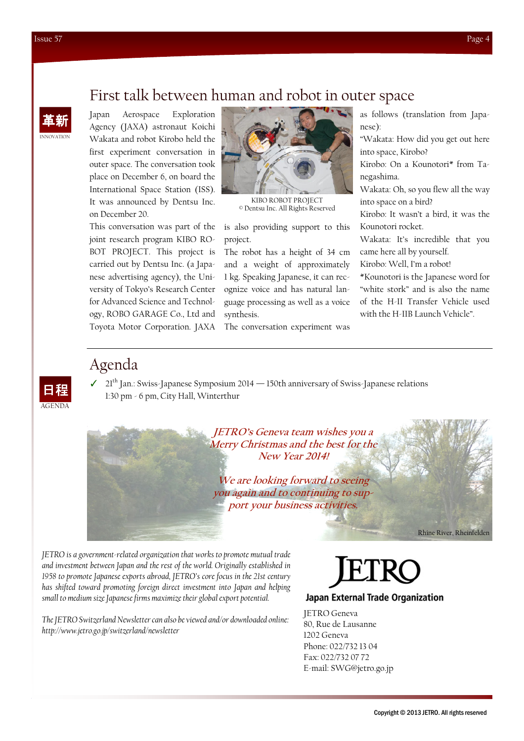# First talk between human and robot in outer space

革新
INNOVATION

Japan Aerospace Exploration Agency (JAXA) astronaut Koichi Wakata and robot Kirobo held the first experiment conversation in outer space. The conversation took place on December 6, on board the International Space Station (ISS). It was announced by Dentsu Inc. on December 20.

This conversation was part of the joint research program KIBO ROBOT PROJECT. This project is carried out by Dentsu Inc. (a Japanese advertising agency), the University of Tokyo's Research Center for Advanced Science and Technology, ROBO GARAGE Co., Ltd and Toyota Motor Corporation. JAXA is also providing support to this project.

KIBO ROBOT PROJECT
© Dentsu Inc. All Rights Reserved

The robot has a height of 34 cm and a weight of approximately 1 kg. Speaking Japanese, it can recognize voice and has natural language processing as well as a voice synthesis.

The conversation experiment was as follows (translation from Japanese):

"Wakata: How did you get out here into space, Kirobo?

Kirobo: On a Kounotori* from Tanegashima.

Wakata: Oh, so you flew all the way into space on a bird?

Kirobo: It wasn't a bird, it was the Kounotori rocket.

Wakata: It's incredible that you came here all by yourself.

Kirobo: Well, I'm a robot!

*Kounotori is the Japanese word for "white stork" and is also the name of the H-II Transfer Vehicle used with the H-IIB Launch Vehicle".

# Agenda

日程
AGENDA

- ✓ 21th Jan.: Swiss-Japanese Symposium 2014 — 150th anniversary of Swiss-Japanese relations
  1:30 pm - 6 pm, City Hall, Winterthur

*JETRO's Geneva team wishes you a Merry Christmas and the best for the New Year 2014!*

*We are looking forward to seeing you again and to continuing to support your business activities.*

Rhine River, Rheinfelden

*JETRO is a government-related organization that works to promote mutual trade and investment between Japan and the rest of the world. Originally established in 1958 to promote Japanese exports abroad, JETRO's core focus in the 21st century has shifted toward promoting foreign direct investment into Japan and helping small to medium size Japanese firms maximize their global export potential.*

*The JETRO Switzerland Newsletter can also be viewed and/or downloaded online: http://www.jetro.go.jp/switzerland/newsletter*

JETRO
**Japan External Trade Organization**

JETRO Geneva
80, Rue de Lausanne
1202 Geneva
Phone: 022/732 13 04
Fax: 022/732 07 72
E-mail: SWG@jetro.go.jp

Copyright © 2013 JETRO. All rights reserved